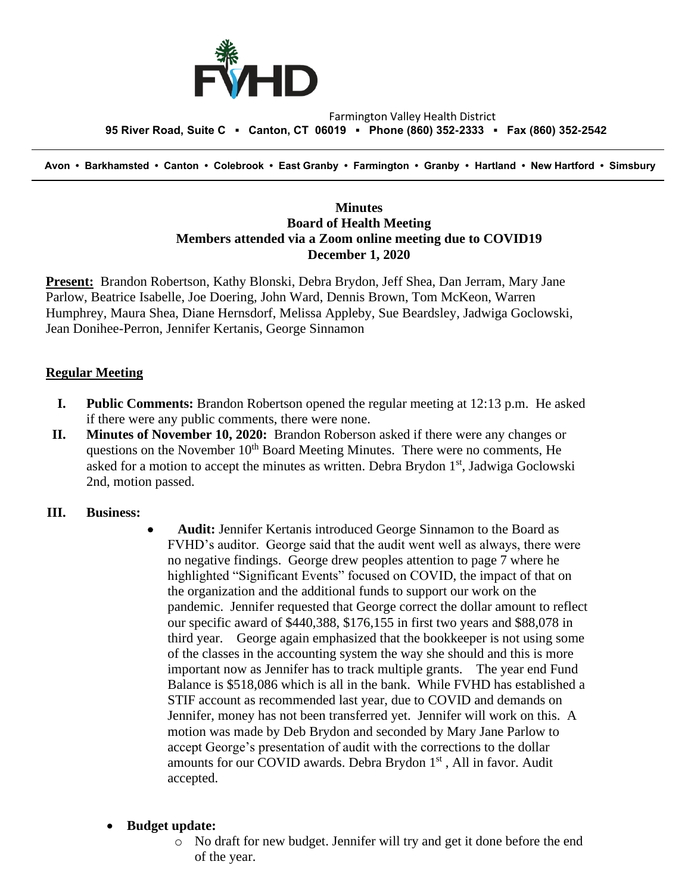Farmington Valley Health District
**95 River Road, Suite C ▪ Canton, CT 06019 ▪ Phone (860) 352-2333 ▪ Fax (860) 352-2542**

**Avon • Barkhamsted • Canton • Colebrook • East Granby • Farmington • Granby • Hartland • New Hartford • Simsbury**

**Minutes**
**Board of Health Meeting**
**Members attended via a Zoom online meeting due to COVID19**
**December 1, 2020**

**Present:** Brandon Robertson, Kathy Blonski, Debra Brydon, Jeff Shea, Dan Jerram, Mary Jane Parlow, Beatrice Isabelle, Joe Doering, John Ward, Dennis Brown, Tom McKeon, Warren Humphrey, Maura Shea, Diane Hernsdorf, Melissa Appleby, Sue Beardsley, Jadwiga Goclowski, Jean Donihee-Perron, Jennifer Kertanis, George Sinnamon

## Regular Meeting

I. **Public Comments:** Brandon Robertson opened the regular meeting at 12:13 p.m. He asked if there were any public comments, there were none.

II. **Minutes of November 10, 2020:** Brandon Roberson asked if there were any changes or questions on the November 10th Board Meeting Minutes. There were no comments, He asked for a motion to accept the minutes as written. Debra Brydon 1st, Jadwiga Goclowski 2nd, motion passed.

III. **Business:**

- **Audit:** Jennifer Kertanis introduced George Sinnamon to the Board as FVHD's auditor. George said that the audit went well as always, there were no negative findings. George drew peoples attention to page 7 where he highlighted "Significant Events" focused on COVID, the impact of that on the organization and the additional funds to support our work on the pandemic. Jennifer requested that George correct the dollar amount to reflect our specific award of $440,388, $176,155 in first two years and $88,078 in third year. George again emphasized that the bookkeeper is not using some of the classes in the accounting system the way she should and this is more important now as Jennifer has to track multiple grants. The year end Fund Balance is $518,086 which is all in the bank. While FVHD has established a STIF account as recommended last year, due to COVID and demands on Jennifer, money has not been transferred yet. Jennifer will work on this. A motion was made by Deb Brydon and seconded by Mary Jane Parlow to accept George's presentation of audit with the corrections to the dollar amounts for our COVID awards. Debra Brydon 1st, All in favor. Audit accepted.

- **Budget update:**
  - No draft for new budget. Jennifer will try and get it done before the end of the year.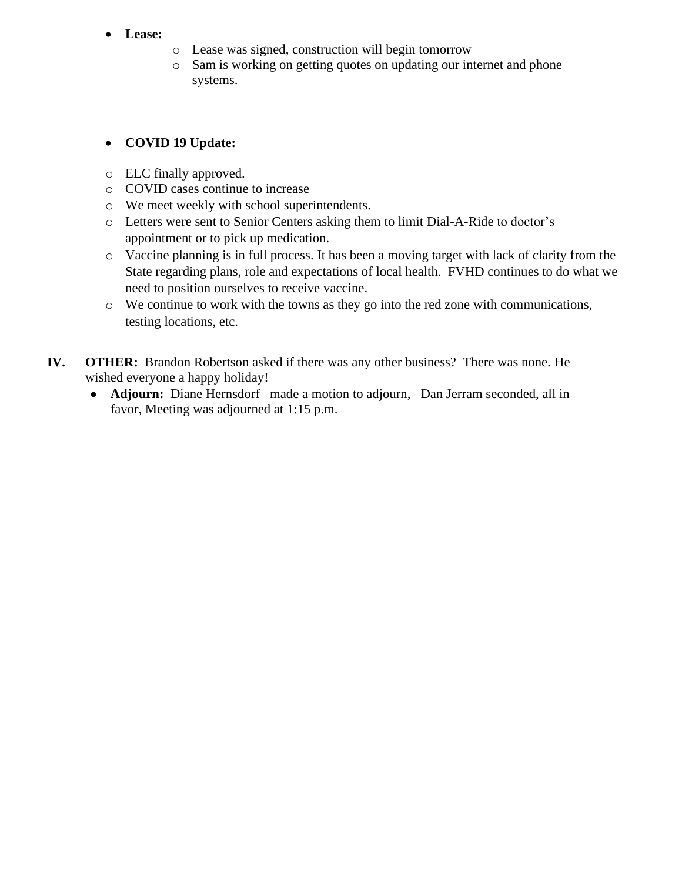- **Lease:**
    - Lease was signed, construction will begin tomorrow
    - Sam is working on getting quotes on updating our internet and phone systems.

- **COVID 19 Update:**

  - ELC finally approved.
  - COVID cases continue to increase
  - We meet weekly with school superintendents.
  - Letters were sent to Senior Centers asking them to limit Dial-A-Ride to doctor's appointment or to pick up medication.
  - Vaccine planning is in full process. It has been a moving target with lack of clarity from the State regarding plans, role and expectations of local health. FVHD continues to do what we need to position ourselves to receive vaccine.
  - We continue to work with the towns as they go into the red zone with communications, testing locations, etc.

**IV. OTHER:** Brandon Robertson asked if there was any other business? There was none. He wished everyone a happy holiday!

- **Adjourn:** Diane Hernsdorf made a motion to adjourn, Dan Jerram seconded, all in favor, Meeting was adjourned at 1:15 p.m.